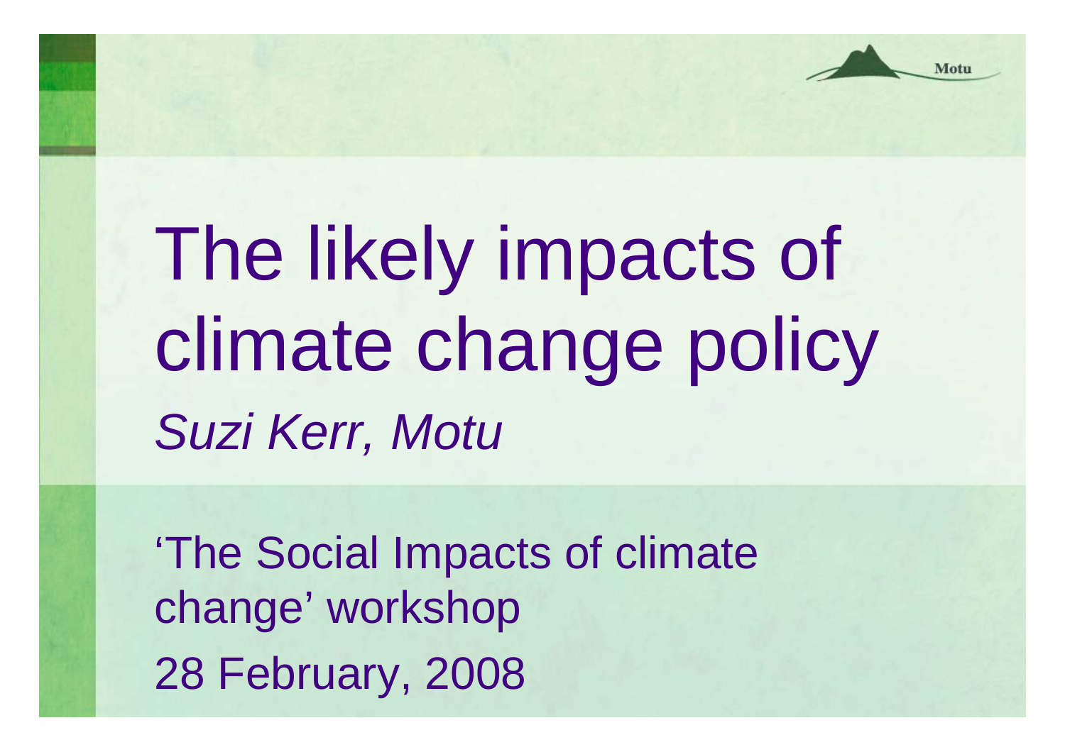# The likely impacts of climate change policy

*Suzi Kerr, Motu*

'The Social Impacts of climate change' workshop

28 February, 2008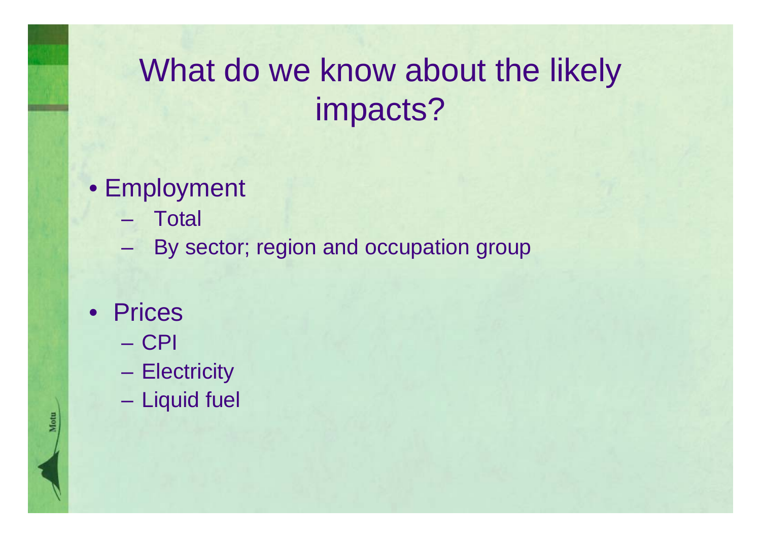# What do we know about the likely impacts?

- Employment
  - Total
  - By sector; region and occupation group
- Prices
  - CPI
  - Electricity
  - Liquid fuel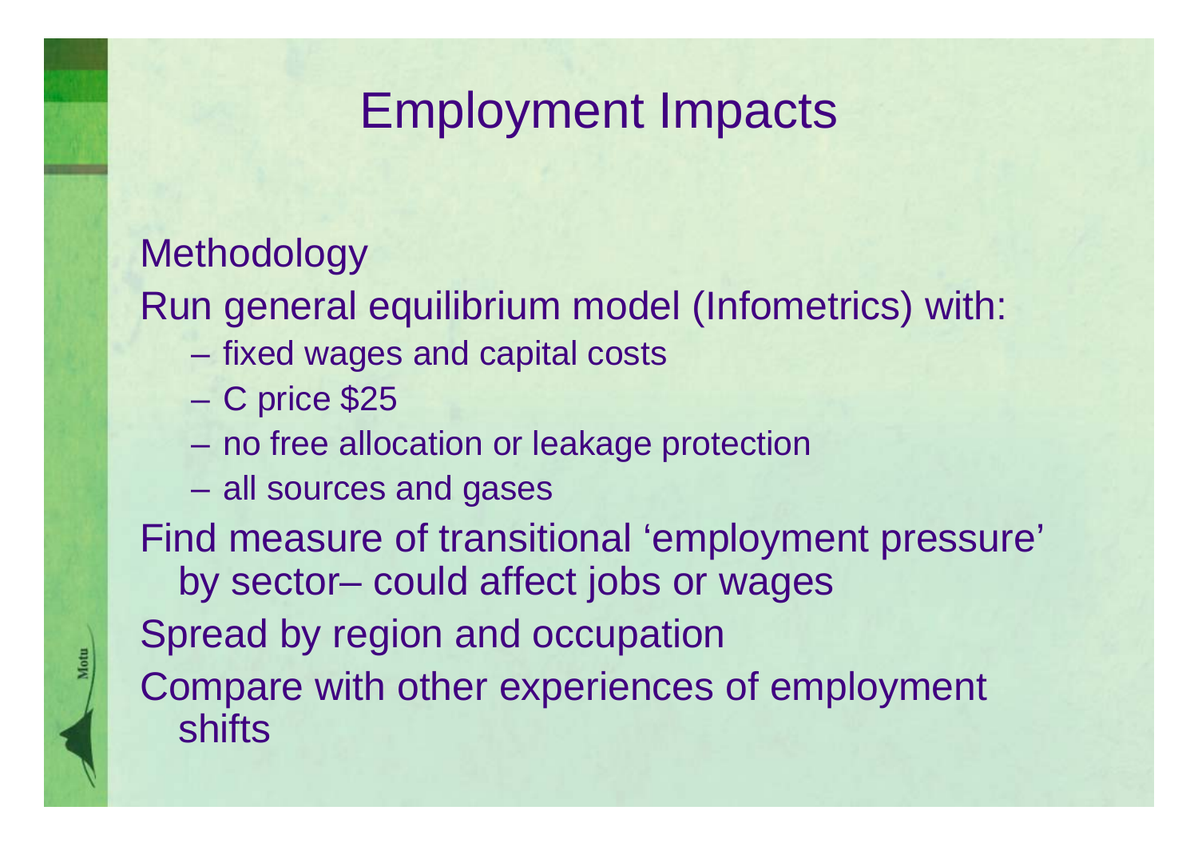# Employment Impacts

Methodology

Run general equilibrium model (Infometrics) with:

- fixed wages and capital costs
- C price $25
- no free allocation or leakage protection
- all sources and gases

Find measure of transitional 'employment pressure' by sector– could affect jobs or wages

Spread by region and occupation

Compare with other experiences of employment shifts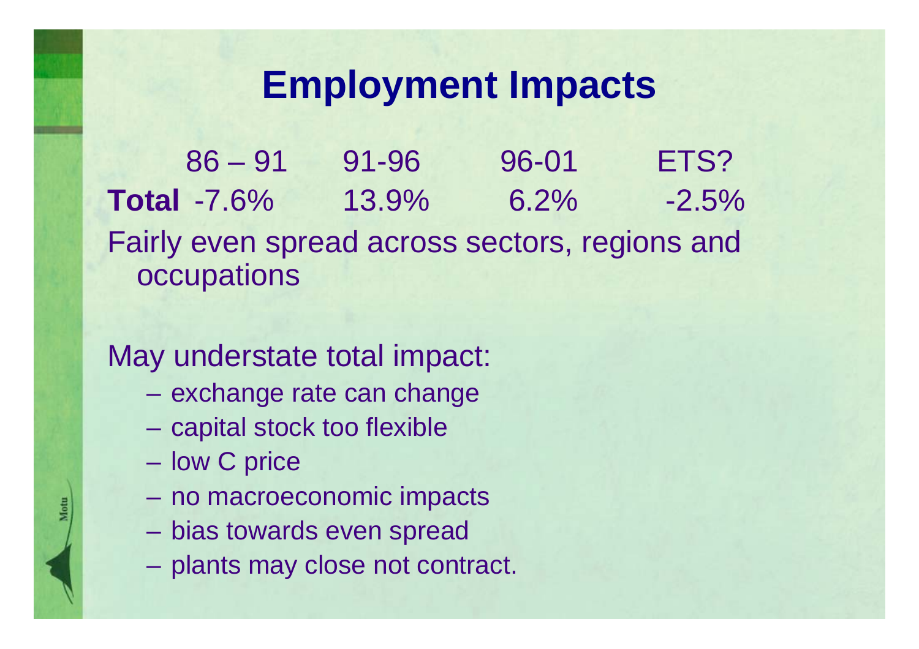# Employment Impacts

| | 86 – 91 | 91-96 | 96-01 | ETS? |
|---|---|---|---|---|
| **Total** | -7.6% | 13.9% | 6.2% | -2.5% |

Fairly even spread across sectors, regions and occupations

May understate total impact:

- exchange rate can change
- capital stock too flexible
- low C price
- no macroeconomic impacts
- bias towards even spread
- plants may close not contract.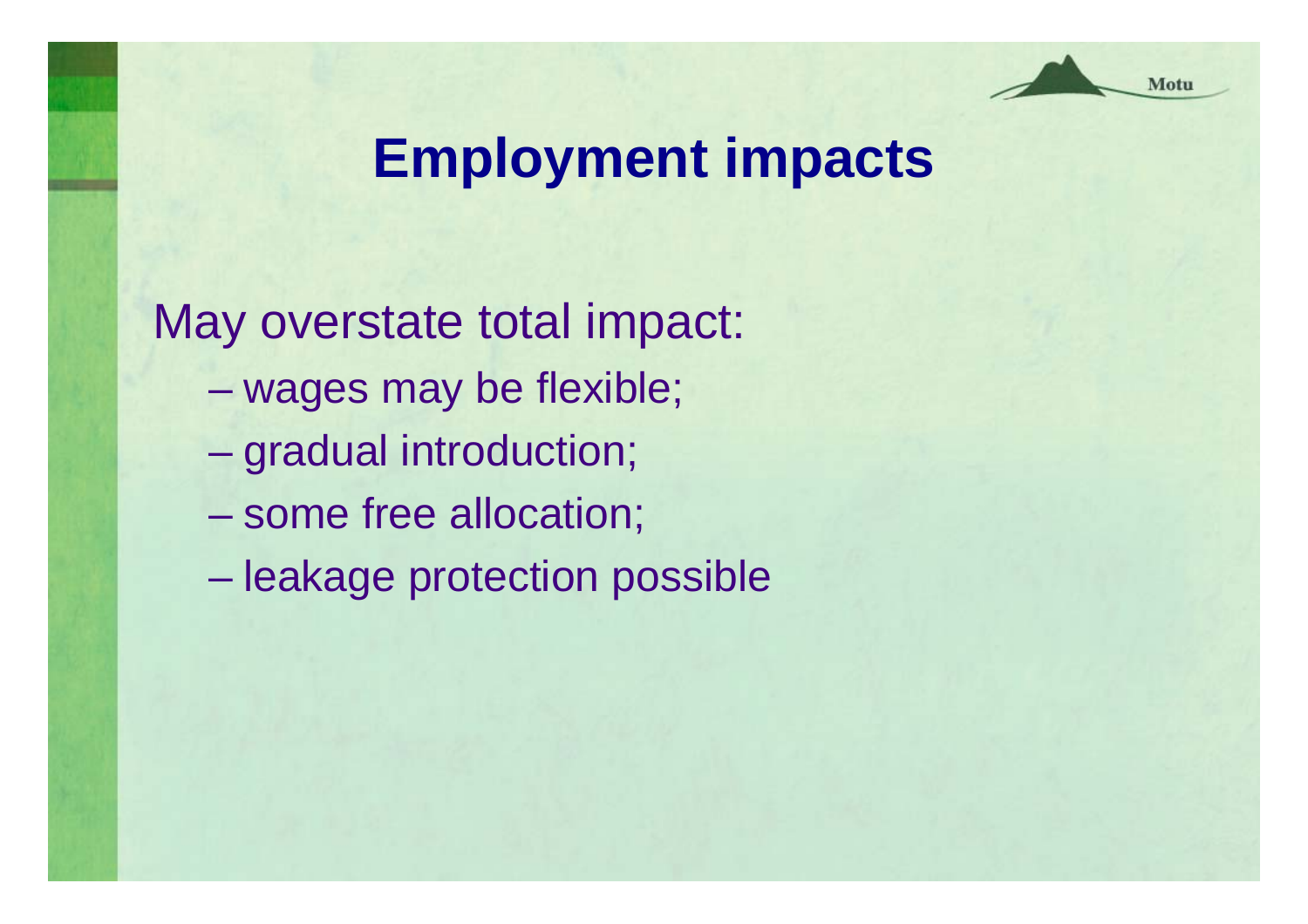# Employment impacts

May overstate total impact:

- wages may be flexible;
- gradual introduction;
- some free allocation;
- leakage protection possible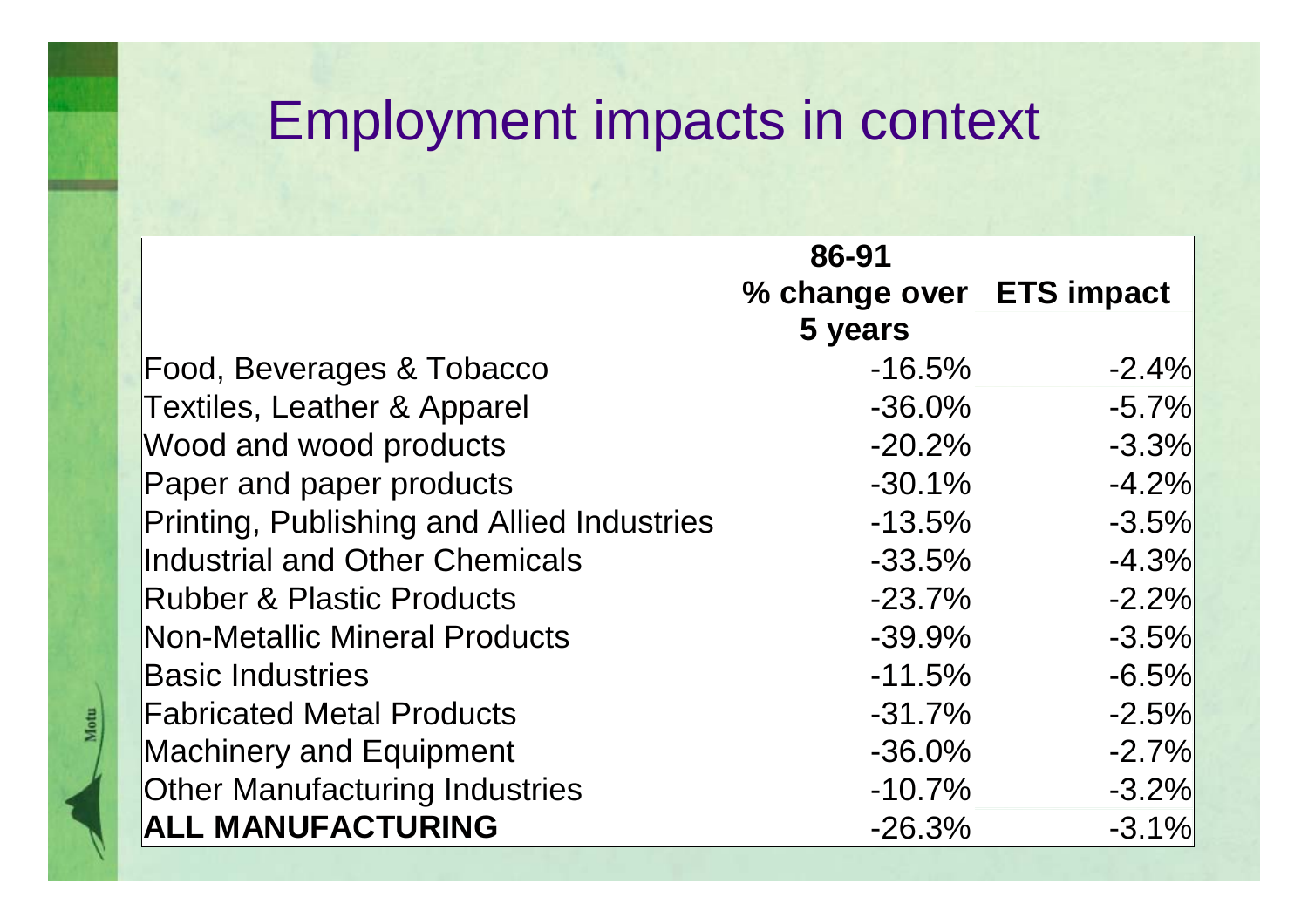# Employment impacts in context

| | 86-91 % change over 5 years | ETS impact |
|---|---|---|
| Food, Beverages & Tobacco | -16.5% | -2.4% |
| Textiles, Leather & Apparel | -36.0% | -5.7% |
| Wood and wood products | -20.2% | -3.3% |
| Paper and paper products | -30.1% | -4.2% |
| Printing, Publishing and Allied Industries | -13.5% | -3.5% |
| Industrial and Other Chemicals | -33.5% | -4.3% |
| Rubber & Plastic Products | -23.7% | -2.2% |
| Non-Metallic Mineral Products | -39.9% | -3.5% |
| Basic Industries | -11.5% | -6.5% |
| Fabricated Metal Products | -31.7% | -2.5% |
| Machinery and Equipment | -36.0% | -2.7% |
| Other Manufacturing Industries | -10.7% | -3.2% |
| **ALL MANUFACTURING** | -26.3% | -3.1% |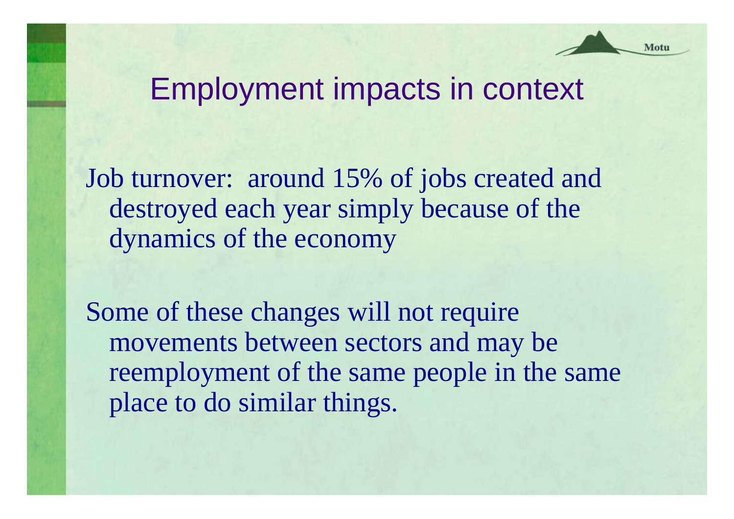# Employment impacts in context

Job turnover: around 15% of jobs created and destroyed each year simply because of the dynamics of the economy

Some of these changes will not require movements between sectors and may be reemployment of the same people in the same place to do similar things.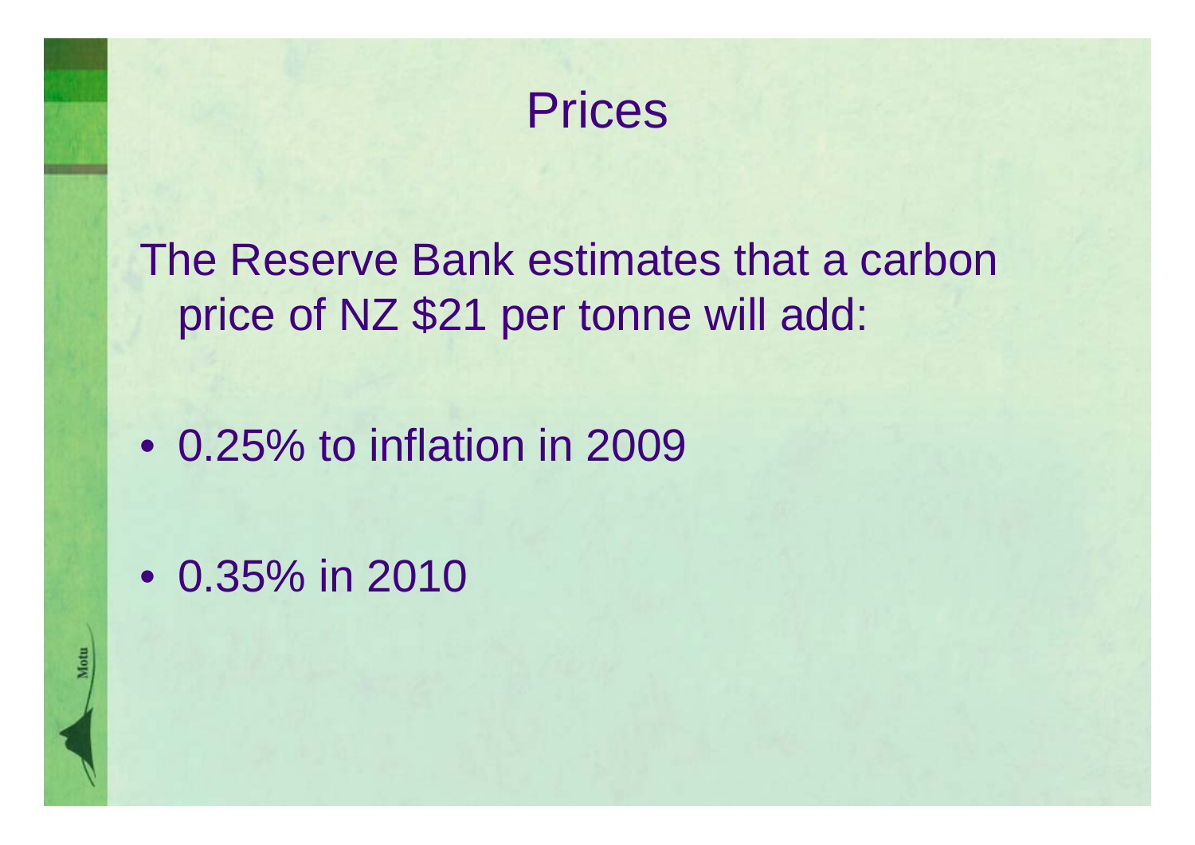# Prices

The Reserve Bank estimates that a carbon price of NZ $21 per tonne will add:

- 0.25% to inflation in 2009
- 0.35% in 2010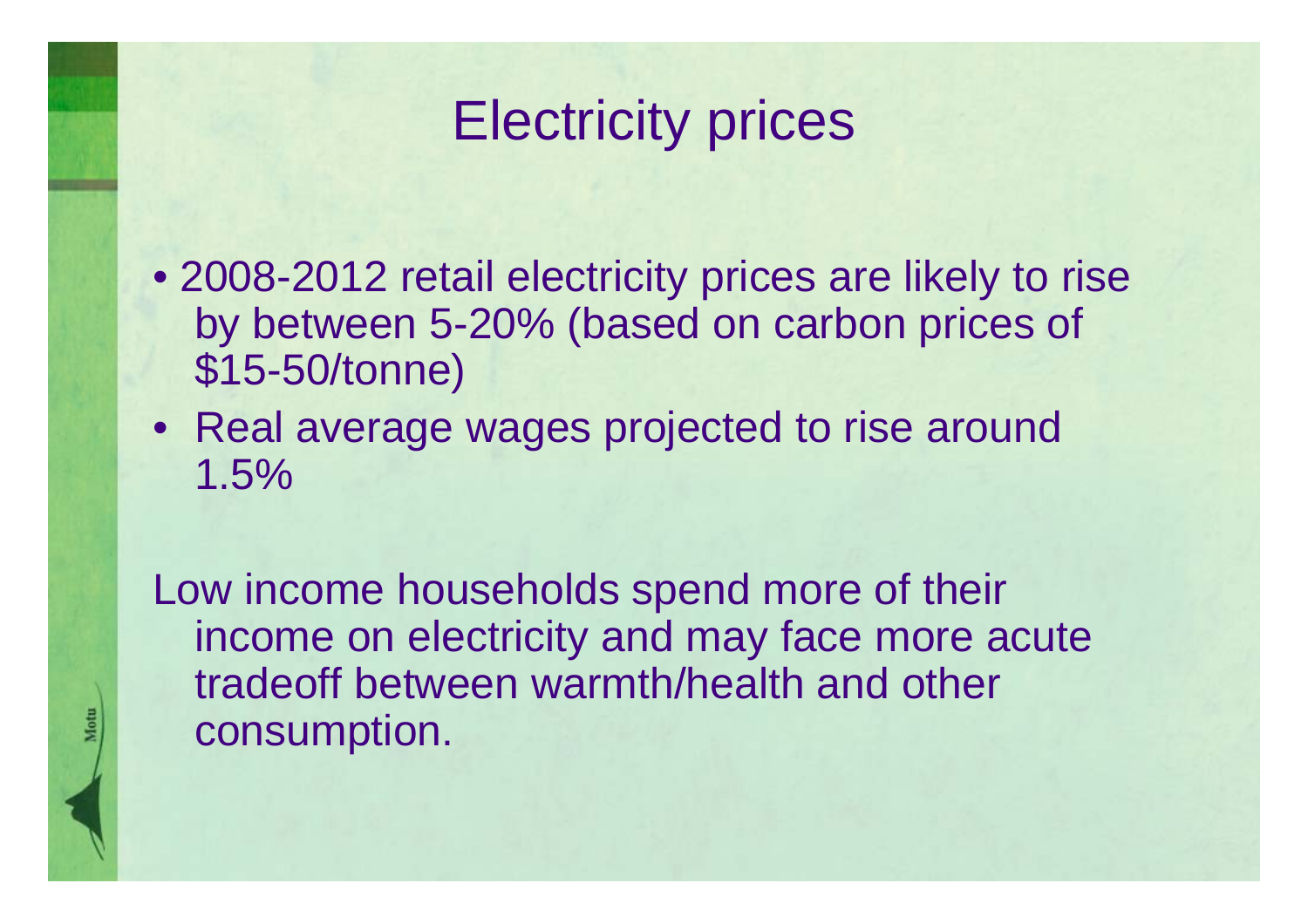# Electricity prices

- 2008-2012 retail electricity prices are likely to rise by between 5-20% (based on carbon prices of $15-50/tonne)
- Real average wages projected to rise around 1.5%

Low income households spend more of their income on electricity and may face more acute tradeoff between warmth/health and other consumption.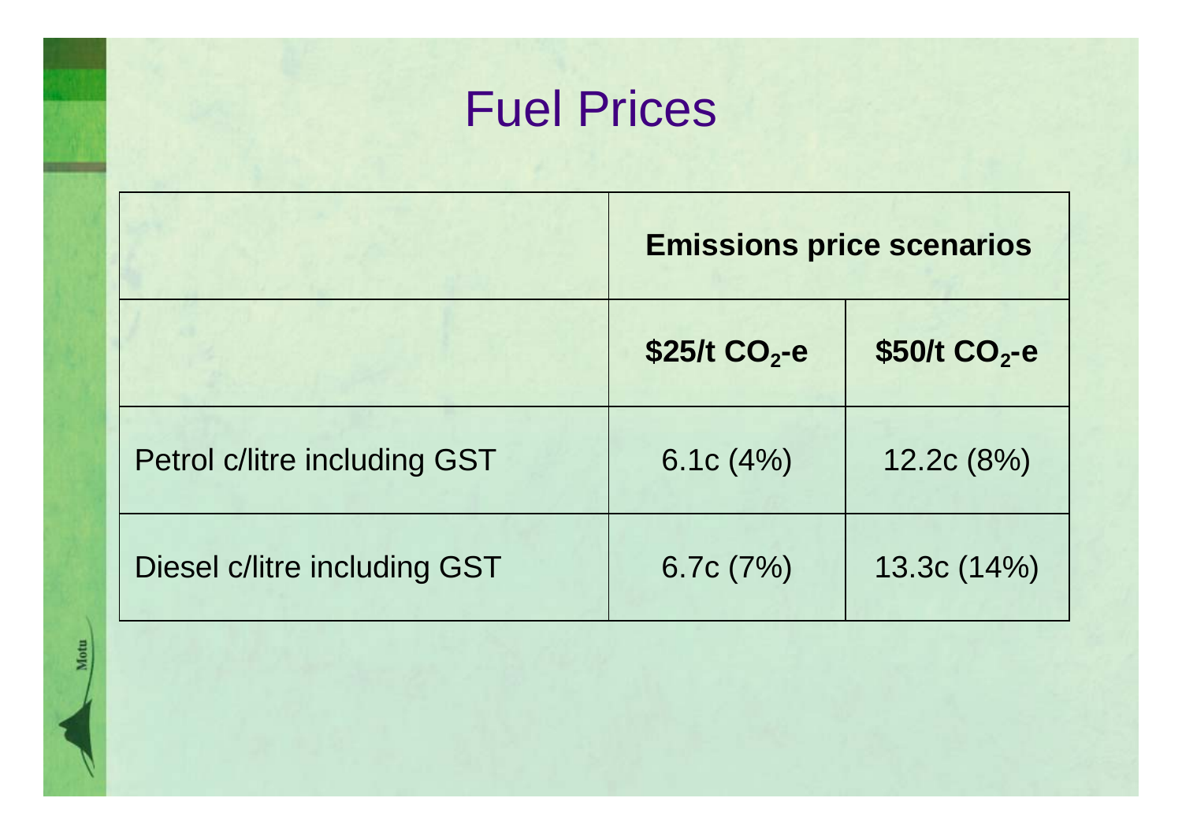# Fuel Prices

| | Emissions price scenarios | |
|---|---|---|
| | **\$25/t $CO_2$-e** | **\$50/t $CO_2$-e** |
| Petrol c/litre including GST | 6.1c (4%) | 12.2c (8%) |
| Diesel c/litre including GST | 6.7c (7%) | 13.3c (14%) |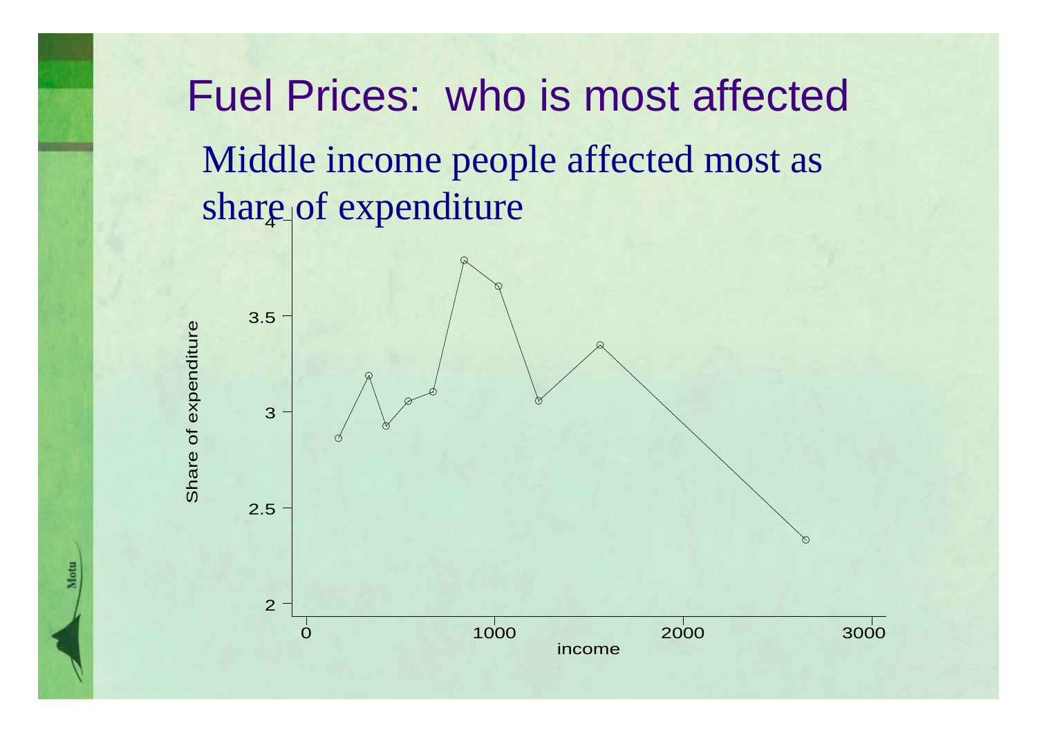# Fuel Prices: who is most affected

Middle income people affected most as share of expenditure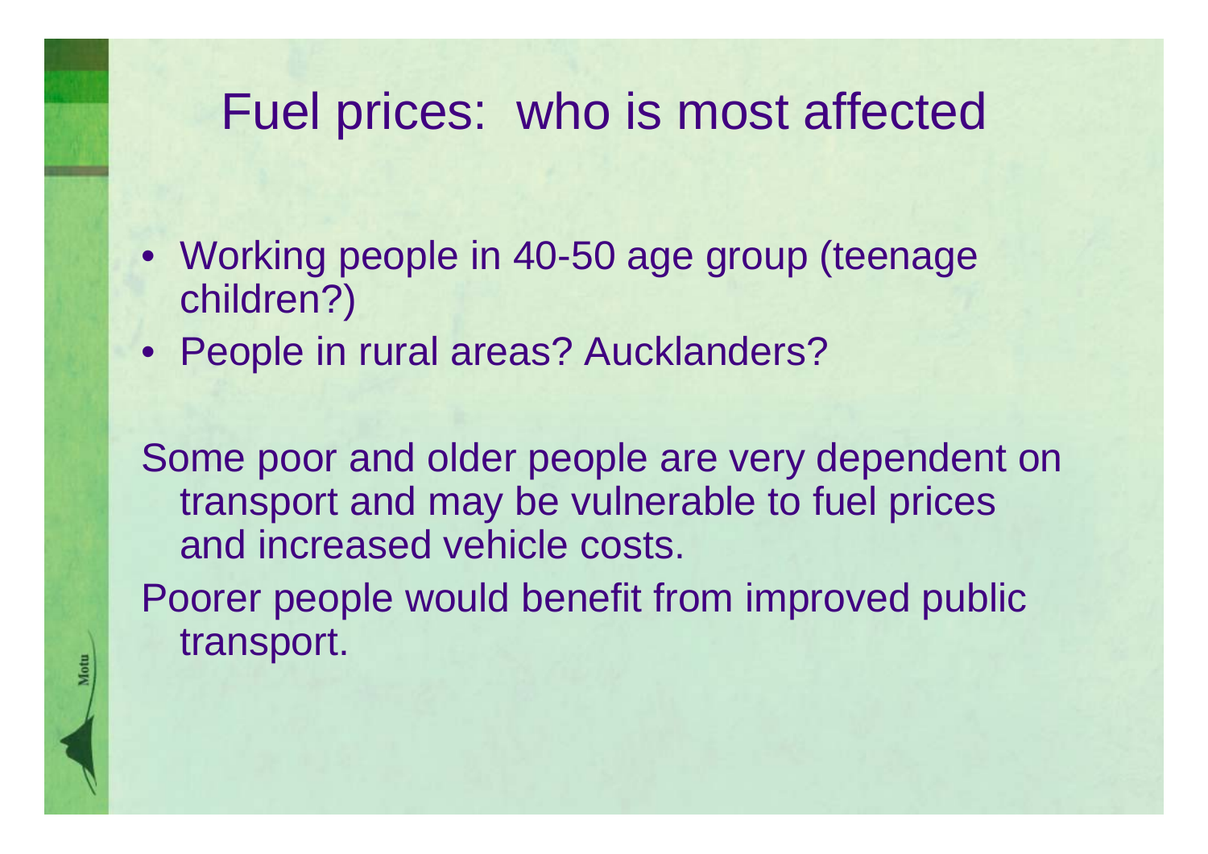# Fuel prices: who is most affected

- Working people in 40-50 age group (teenage children?)
- People in rural areas? Aucklanders?

Some poor and older people are very dependent on transport and may be vulnerable to fuel prices and increased vehicle costs.

Poorer people would benefit from improved public transport.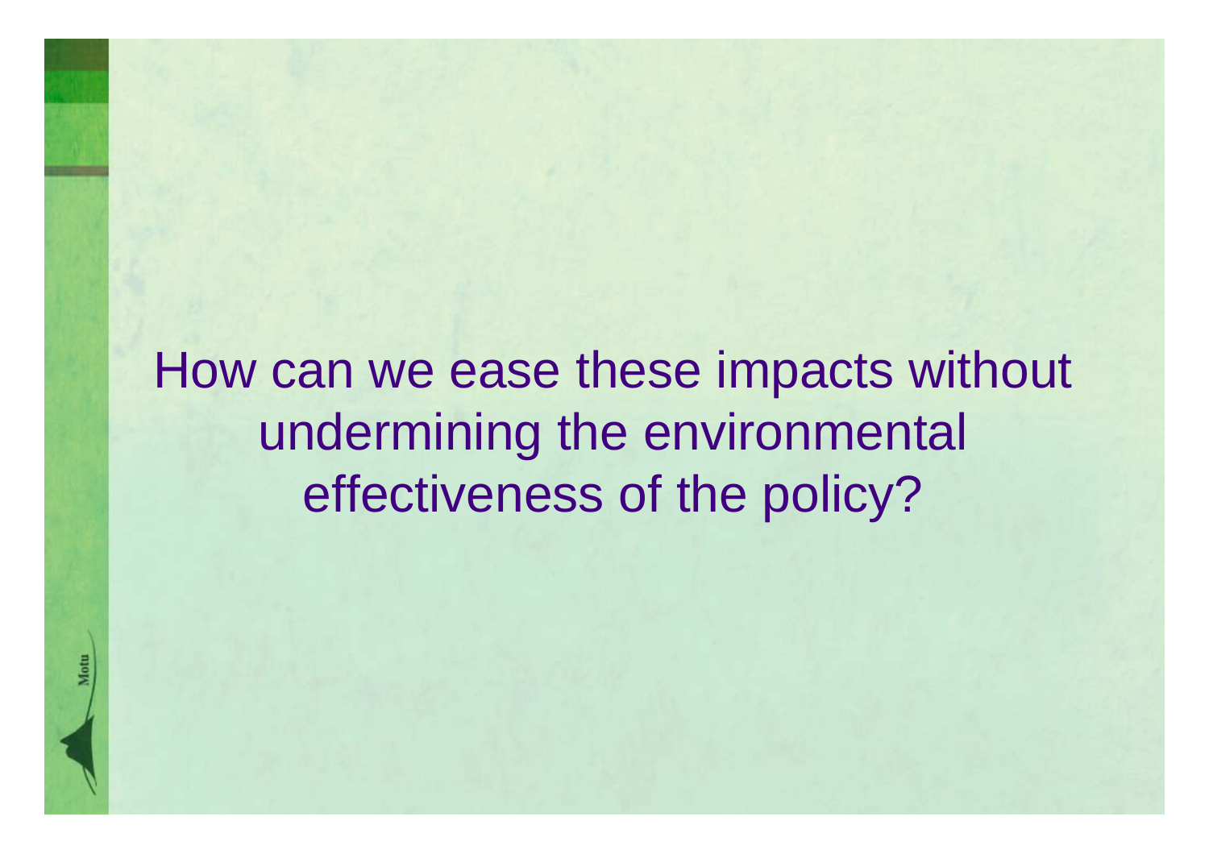How can we ease these impacts without undermining the environmental effectiveness of the policy?